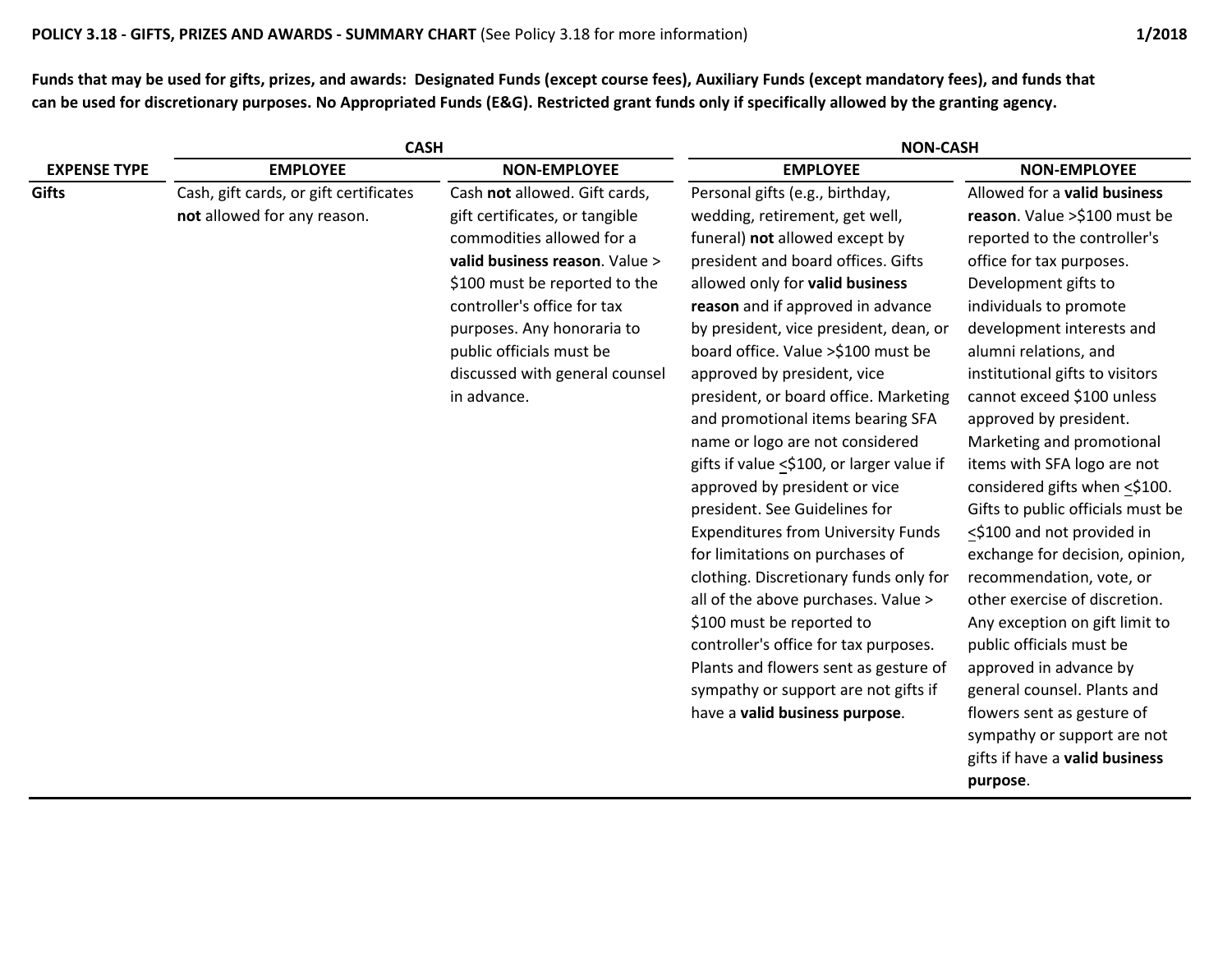**POLICY 3.18 - GIFTS, PRIZES AND AWARDS - SUMMARY CHART** (See Policy 3.18 for more information) **1/2018**

**Funds that may be used for gifts, prizes, and awards: Designated Funds (except course fees), Auxiliary Funds (except mandatory fees), and funds that can be used for discretionary purposes. No Appropriated Funds (E&G). Restricted grant funds only if specifically allowed by the granting agency.**

| | **CASH** | | **NON-CASH** | |
|---|---|---|---|---|
| **EXPENSE TYPE** | **EMPLOYEE** | **NON-EMPLOYEE** | **EMPLOYEE** | **NON-EMPLOYEE** |
| **Gifts** | Cash, gift cards, or gift certificates **not** allowed for any reason. | Cash **not** allowed. Gift cards, gift certificates, or tangible commodities allowed for a **valid business reason**. Value > $100 must be reported to the controller's office for tax purposes. Any honoraria to public officials must be discussed with general counsel in advance. | Personal gifts (e.g., birthday, wedding, retirement, get well, funeral) **not** allowed except by president and board offices. Gifts allowed only for **valid business reason** and if approved in advance by president, vice president, dean, or board office. Value >$100 must be approved by president, vice president, or board office. Marketing and promotional items bearing SFA name or logo are not considered gifts if value <u><</u>$100, or larger value if approved by president or vice president. See Guidelines for Expenditures from University Funds for limitations on purchases of clothing. Discretionary funds only for all of the above purchases. Value > $100 must be reported to controller's office for tax purposes. Plants and flowers sent as gesture of sympathy or support are not gifts if have a **valid business purpose**. | Allowed for a **valid business reason**. Value >$100 must be reported to the controller's office for tax purposes. Development gifts to individuals to promote development interests and alumni relations, and institutional gifts to visitors cannot exceed $100 unless approved by president. Marketing and promotional items with SFA logo are not considered gifts when <u><</u>$100. Gifts to public officials must be <u><</u>$100 and not provided in exchange for decision, opinion, recommendation, vote, or other exercise of discretion. Any exception on gift limit to public officials must be approved in advance by general counsel. Plants and flowers sent as gesture of sympathy or support are not gifts if have a **valid business purpose**. |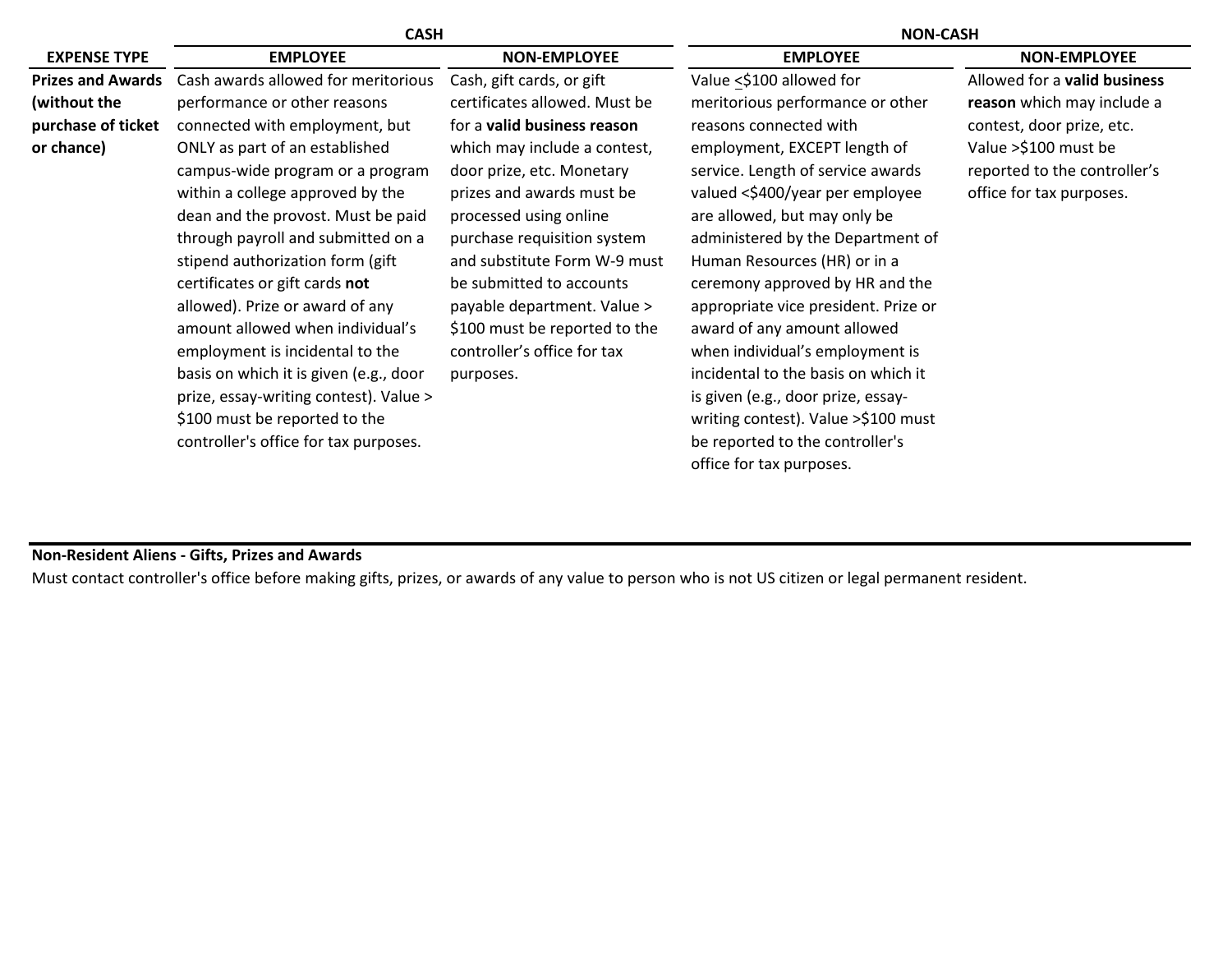| | CASH | | NON-CASH | |
|---|---|---|---|---|
| **EXPENSE TYPE** | **EMPLOYEE** | **NON-EMPLOYEE** | **EMPLOYEE** | **NON-EMPLOYEE** |
| **Prizes and Awards (without the purchase of ticket or chance)** | Cash awards allowed for meritorious performance or other reasons connected with employment, but ONLY as part of an established campus-wide program or a program within a college approved by the dean and the provost. Must be paid through payroll and submitted on a stipend authorization form (gift certificates or gift cards **not** allowed). Prize or award of any amount allowed when individual's employment is incidental to the basis on which it is given (e.g., door prize, essay-writing contest). Value > \$100 must be reported to the controller's office for tax purposes. | Cash, gift cards, or gift certificates allowed. Must be for a **valid business reason** which may include a contest, door prize, etc. Monetary prizes and awards must be processed using online purchase requisition system and substitute Form W-9 must be submitted to accounts payable department. Value > \$100 must be reported to the controller's office for tax purposes. | Value ≤\$100 allowed for meritorious performance or other reasons connected with employment, EXCEPT length of service. Length of service awards valued <\$400/year per employee are allowed, but may only be administered by the Department of Human Resources (HR) or in a ceremony approved by HR and the appropriate vice president. Prize or award of any amount allowed when individual's employment is incidental to the basis on which it is given (e.g., door prize, essay-writing contest). Value >\$100 must be reported to the controller's office for tax purposes. | Allowed for a **valid business reason** which may include a contest, door prize, etc. Value >\$100 must be reported to the controller's office for tax purposes. |

**Non-Resident Aliens - Gifts, Prizes and Awards**

Must contact controller's office before making gifts, prizes, or awards of any value to person who is not US citizen or legal permanent resident.